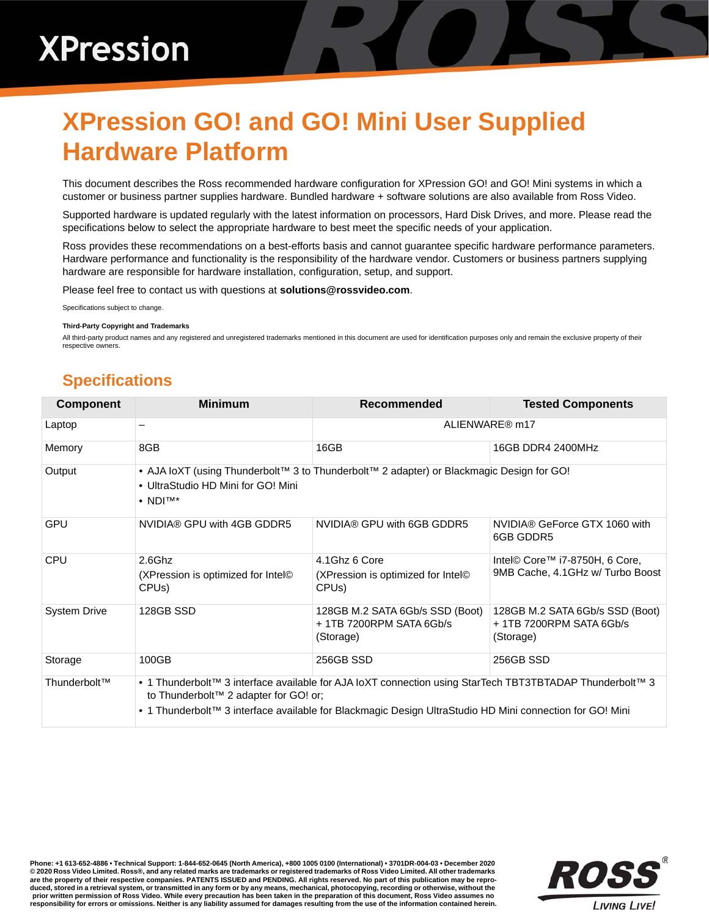# XPression GO! and GO! Mini User Supplied Hardware Platform

This document describes the Ross recommended hardware configuration for XPression GO! and GO! Mini systems in which a customer or business partner supplies hardware. Bundled hardware + software solutions are also available from Ross Video.

Supported hardware is updated regularly with the latest information on processors, Hard Disk Drives, and more. Please read the specifications below to select the appropriate hardware to best meet the specific needs of your application.

Ross provides these recommendations on a best-efforts basis and cannot guarantee specific hardware performance parameters. Hardware performance and functionality is the responsibility of the hardware vendor. Customers or business partners supplying hardware are responsible for hardware installation, configuration, setup, and support.

Please feel free to contact us with questions at **solutions@rossvideo.com**.

Specifications subject to change.

**Third-Party Copyright and Trademarks**

All third-party product names and any registered and unregistered trademarks mentioned in this document are used for identification purposes only and remain the exclusive property of their respective owners.

## Specifications

| Component | Minimum | Recommended | Tested Components |
|---|---|---|---|
| Laptop | – | ALIENWARE® m17 | |
| Memory | 8GB | 16GB | 16GB DDR4 2400MHz |
| Output | • AJA IoXT (using Thunderbolt™ 3 to Thunderbolt™ 2 adapter) or Blackmagic Design for GO!<br>• UltraStudio HD Mini for GO! Mini<br>• NDI™* | | |
| GPU | NVIDIA® GPU with 4GB GDDR5 | NVIDIA® GPU with 6GB GDDR5 | NVIDIA® GeForce GTX 1060 with 6GB GDDR5 |
| CPU | 2.6Ghz<br>(XPression is optimized for Intel© CPUs) | 4.1Ghz 6 Core<br>(XPression is optimized for Intel© CPUs) | Intel© Core™ i7-8750H, 6 Core, 9MB Cache, 4.1GHz w/ Turbo Boost |
| System Drive | 128GB SSD | 128GB M.2 SATA 6Gb/s SSD (Boot) + 1TB 7200RPM SATA 6Gb/s (Storage) | 128GB M.2 SATA 6Gb/s SSD (Boot) + 1TB 7200RPM SATA 6Gb/s (Storage) |
| Storage | 100GB | 256GB SSD | 256GB SSD |
| Thunderbolt™ | • 1 Thunderbolt™ 3 interface available for AJA IoXT connection using StarTech TBT3TBTADAP Thunderbolt™ 3 to Thunderbolt™ 2 adapter for GO! or;<br>• 1 Thunderbolt™ 3 interface available for Blackmagic Design UltraStudio HD Mini connection for GO! Mini | | |

Phone: +1 613-652-4886 • Technical Support: 1-844-652-0645 (North America), +800 1005 0100 (International) • 3701DR-004-03 • December 2020
© 2020 Ross Video Limited. Ross®, and any related marks are trademarks or registered trademarks of Ross Video Limited. All other trademarks are the property of their respective companies. PATENTS ISSUED and PENDING. All rights reserved. No part of this publication may be reproduced, stored in a retrieval system, or transmitted in any form or by any means, mechanical, photocopying, recording or otherwise, without the prior written permission of Ross Video. While every precaution has been taken in the preparation of this document, Ross Video assumes no responsibility for errors or omissions. Neither is any liability assumed for damages resulting from the use of the information contained herein.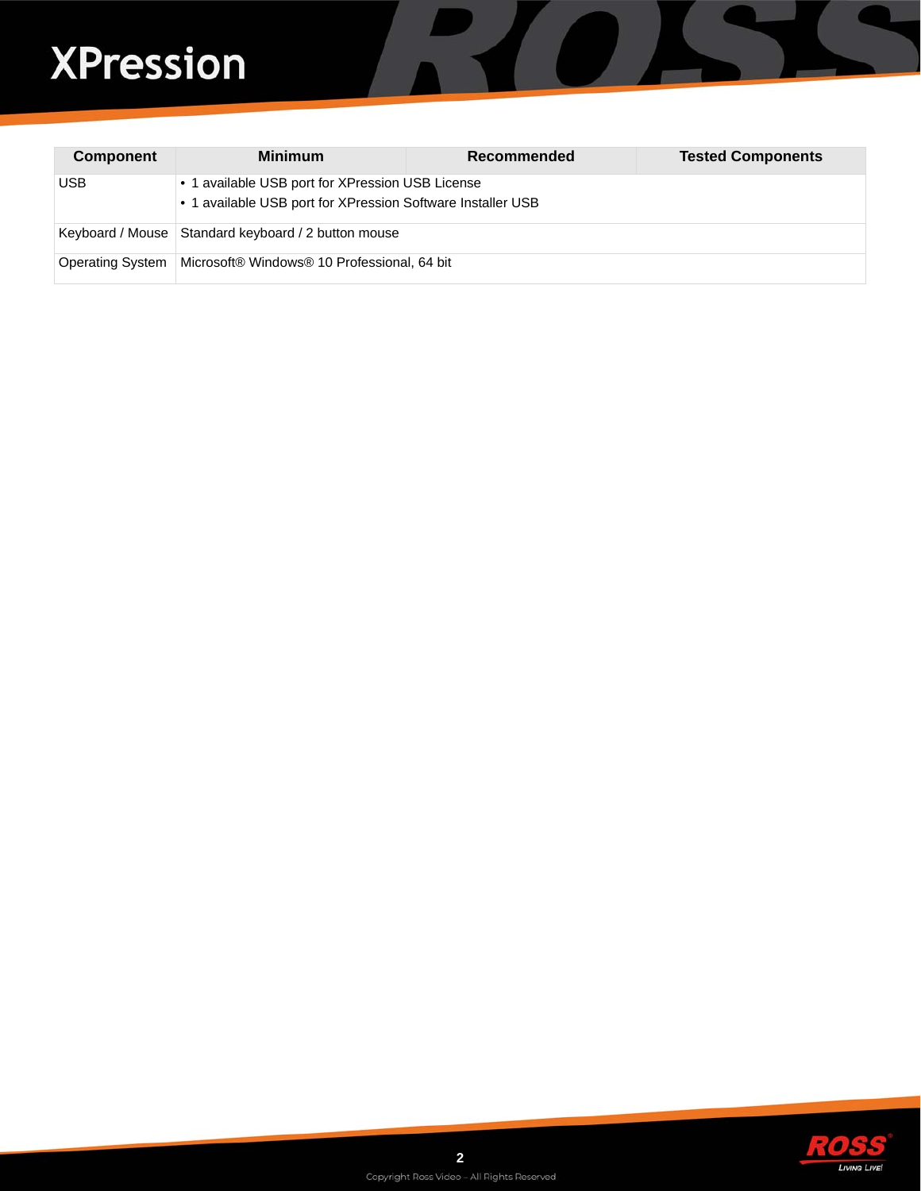| Component | Minimum | Recommended | Tested Components |
| --- | --- | --- | --- |
| USB | • 1 available USB port for XPression USB License<br>• 1 available USB port for XPression Software Installer USB | | |
| Keyboard / Mouse | Standard keyboard / 2 button mouse | | |
| Operating System | Microsoft® Windows® 10 Professional, 64 bit | | |